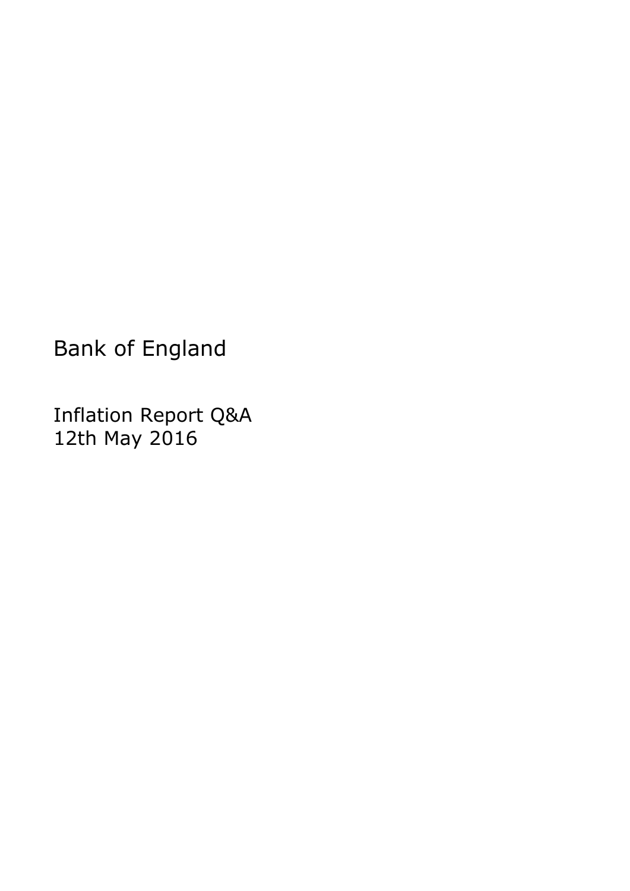# Bank of England

Inflation Report Q&A
12th May 2016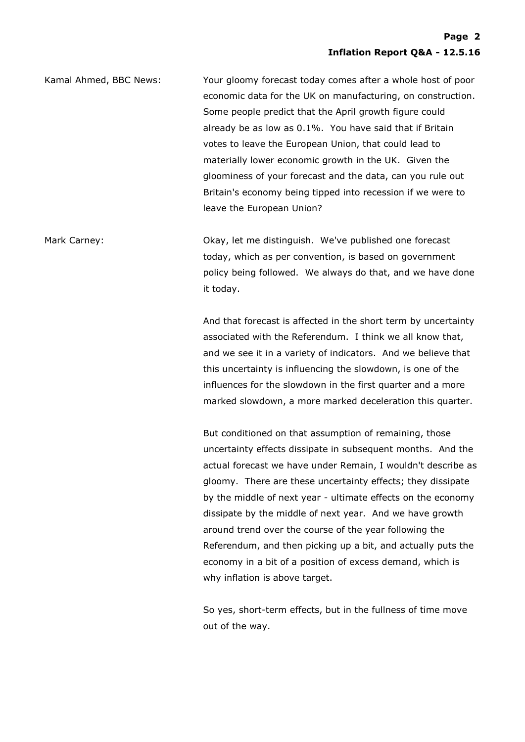Kamal Ahmed, BBC News: Your gloomy forecast today comes after a whole host of poor economic data for the UK on manufacturing, on construction. Some people predict that the April growth figure could already be as low as 0.1%. You have said that if Britain votes to leave the European Union, that could lead to materially lower economic growth in the UK. Given the gloominess of your forecast and the data, can you rule out Britain's economy being tipped into recession if we were to leave the European Union?

Mark Carney: Okay, let me distinguish. We've published one forecast today, which as per convention, is based on government policy being followed. We always do that, and we have done it today.

And that forecast is affected in the short term by uncertainty associated with the Referendum. I think we all know that, and we see it in a variety of indicators. And we believe that this uncertainty is influencing the slowdown, is one of the influences for the slowdown in the first quarter and a more marked slowdown, a more marked deceleration this quarter.

But conditioned on that assumption of remaining, those uncertainty effects dissipate in subsequent months. And the actual forecast we have under Remain, I wouldn't describe as gloomy. There are these uncertainty effects; they dissipate by the middle of next year - ultimate effects on the economy dissipate by the middle of next year. And we have growth around trend over the course of the year following the Referendum, and then picking up a bit, and actually puts the economy in a bit of a position of excess demand, which is why inflation is above target.

So yes, short-term effects, but in the fullness of time move out of the way.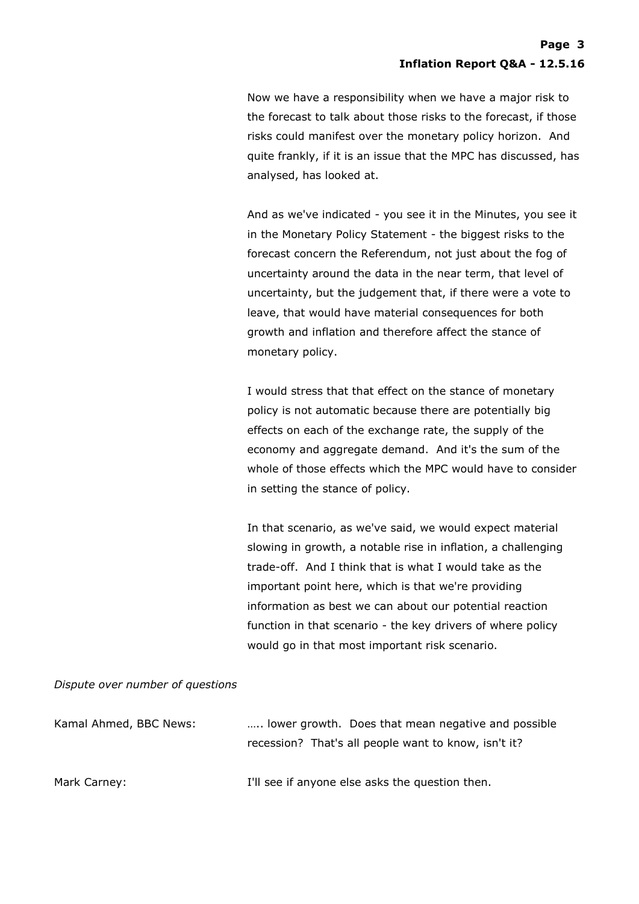Now we have a responsibility when we have a major risk to the forecast to talk about those risks to the forecast, if those risks could manifest over the monetary policy horizon. And quite frankly, if it is an issue that the MPC has discussed, has analysed, has looked at.

And as we've indicated - you see it in the Minutes, you see it in the Monetary Policy Statement - the biggest risks to the forecast concern the Referendum, not just about the fog of uncertainty around the data in the near term, that level of uncertainty, but the judgement that, if there were a vote to leave, that would have material consequences for both growth and inflation and therefore affect the stance of monetary policy.

I would stress that that effect on the stance of monetary policy is not automatic because there are potentially big effects on each of the exchange rate, the supply of the economy and aggregate demand. And it's the sum of the whole of those effects which the MPC would have to consider in setting the stance of policy.

In that scenario, as we've said, we would expect material slowing in growth, a notable rise in inflation, a challenging trade-off. And I think that is what I would take as the important point here, which is that we're providing information as best we can about our potential reaction function in that scenario - the key drivers of where policy would go in that most important risk scenario.

*Dispute over number of questions*

Kamal Ahmed, BBC News: ….. lower growth. Does that mean negative and possible recession? That's all people want to know, isn't it?

Mark Carney: I'll see if anyone else asks the question then.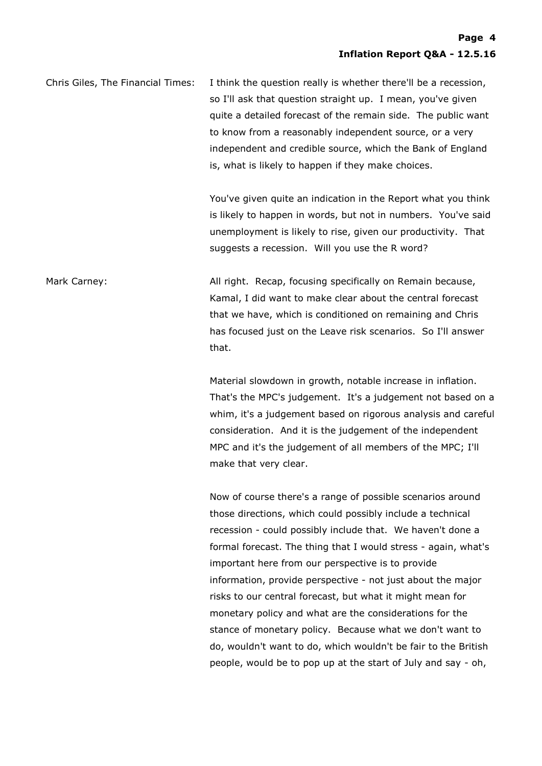Chris Giles, The Financial Times: I think the question really is whether there'll be a recession, so I'll ask that question straight up. I mean, you've given quite a detailed forecast of the remain side. The public want to know from a reasonably independent source, or a very independent and credible source, which the Bank of England is, what is likely to happen if they make choices.

You've given quite an indication in the Report what you think is likely to happen in words, but not in numbers. You've said unemployment is likely to rise, given our productivity. That suggests a recession. Will you use the R word?

Mark Carney: All right. Recap, focusing specifically on Remain because, Kamal, I did want to make clear about the central forecast that we have, which is conditioned on remaining and Chris has focused just on the Leave risk scenarios. So I'll answer that.

Material slowdown in growth, notable increase in inflation. That's the MPC's judgement. It's a judgement not based on a whim, it's a judgement based on rigorous analysis and careful consideration. And it is the judgement of the independent MPC and it's the judgement of all members of the MPC; I'll make that very clear.

Now of course there's a range of possible scenarios around those directions, which could possibly include a technical recession - could possibly include that. We haven't done a formal forecast. The thing that I would stress - again, what's important here from our perspective is to provide information, provide perspective - not just about the major risks to our central forecast, but what it might mean for monetary policy and what are the considerations for the stance of monetary policy. Because what we don't want to do, wouldn't want to do, which wouldn't be fair to the British people, would be to pop up at the start of July and say - oh,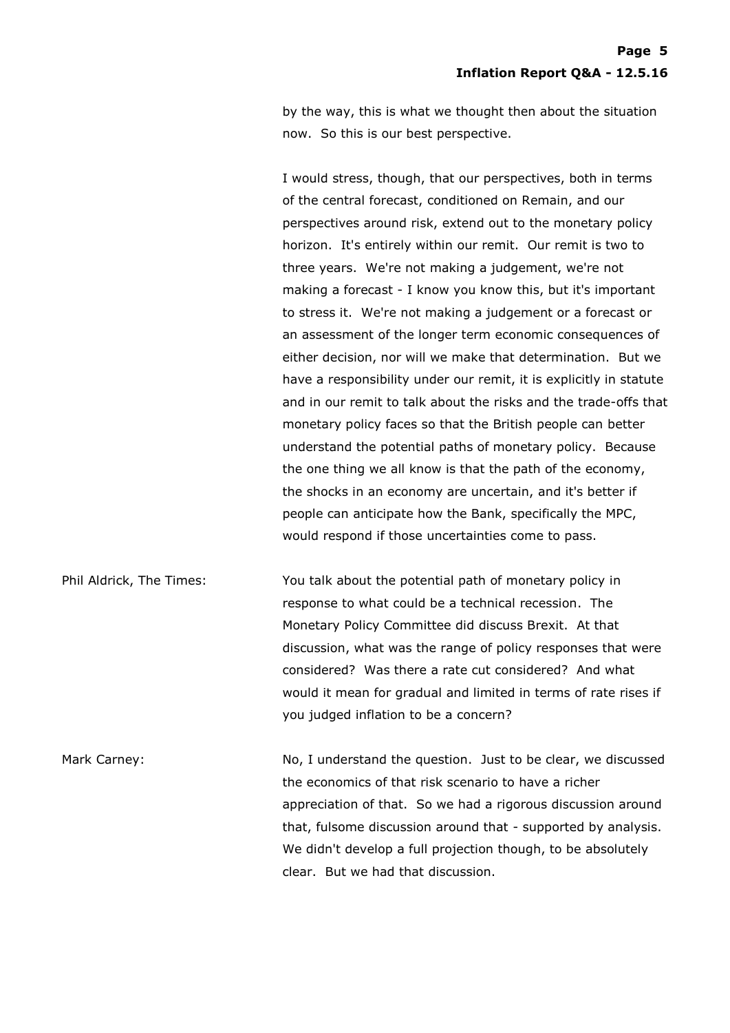by the way, this is what we thought then about the situation now. So this is our best perspective.

I would stress, though, that our perspectives, both in terms of the central forecast, conditioned on Remain, and our perspectives around risk, extend out to the monetary policy horizon. It's entirely within our remit. Our remit is two to three years. We're not making a judgement, we're not making a forecast - I know you know this, but it's important to stress it. We're not making a judgement or a forecast or an assessment of the longer term economic consequences of either decision, nor will we make that determination. But we have a responsibility under our remit, it is explicitly in statute and in our remit to talk about the risks and the trade-offs that monetary policy faces so that the British people can better understand the potential paths of monetary policy. Because the one thing we all know is that the path of the economy, the shocks in an economy are uncertain, and it's better if people can anticipate how the Bank, specifically the MPC, would respond if those uncertainties come to pass.

Phil Aldrick, The Times: You talk about the potential path of monetary policy in response to what could be a technical recession. The Monetary Policy Committee did discuss Brexit. At that discussion, what was the range of policy responses that were considered? Was there a rate cut considered? And what would it mean for gradual and limited in terms of rate rises if you judged inflation to be a concern?

Mark Carney: No, I understand the question. Just to be clear, we discussed the economics of that risk scenario to have a richer appreciation of that. So we had a rigorous discussion around that, fulsome discussion around that - supported by analysis. We didn't develop a full projection though, to be absolutely clear. But we had that discussion.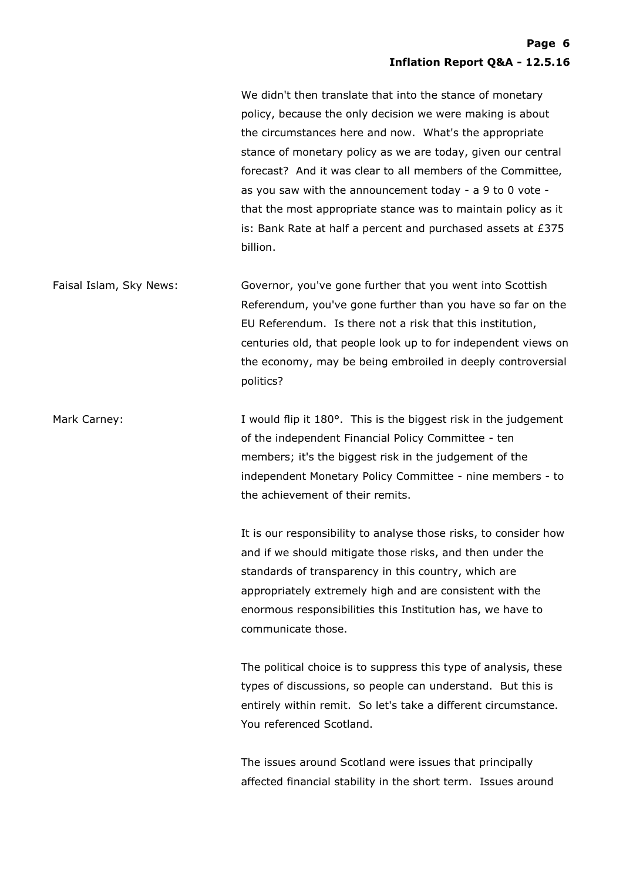We didn't then translate that into the stance of monetary policy, because the only decision we were making is about the circumstances here and now. What's the appropriate stance of monetary policy as we are today, given our central forecast? And it was clear to all members of the Committee, as you saw with the announcement today - a 9 to 0 vote - that the most appropriate stance was to maintain policy as it is: Bank Rate at half a percent and purchased assets at £375 billion.

**Faisal Islam, Sky News:** Governor, you've gone further that you went into Scottish Referendum, you've gone further than you have so far on the EU Referendum. Is there not a risk that this institution, centuries old, that people look up to for independent views on the economy, may be being embroiled in deeply controversial politics?

**Mark Carney:** I would flip it 180°. This is the biggest risk in the judgement of the independent Financial Policy Committee - ten members; it's the biggest risk in the judgement of the independent Monetary Policy Committee - nine members - to the achievement of their remits.

It is our responsibility to analyse those risks, to consider how and if we should mitigate those risks, and then under the standards of transparency in this country, which are appropriately extremely high and are consistent with the enormous responsibilities this Institution has, we have to communicate those.

The political choice is to suppress this type of analysis, these types of discussions, so people can understand. But this is entirely within remit. So let's take a different circumstance. You referenced Scotland.

The issues around Scotland were issues that principally affected financial stability in the short term. Issues around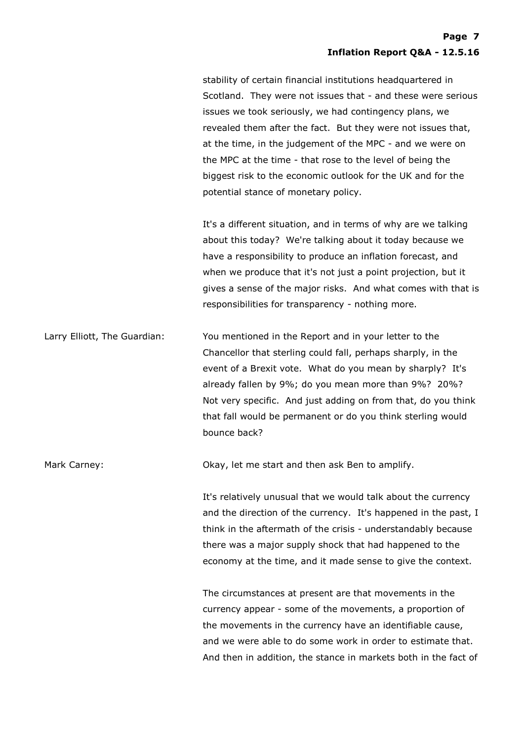stability of certain financial institutions headquartered in Scotland. They were not issues that - and these were serious issues we took seriously, we had contingency plans, we revealed them after the fact. But they were not issues that, at the time, in the judgement of the MPC - and we were on the MPC at the time - that rose to the level of being the biggest risk to the economic outlook for the UK and for the potential stance of monetary policy.

It's a different situation, and in terms of why are we talking about this today? We're talking about it today because we have a responsibility to produce an inflation forecast, and when we produce that it's not just a point projection, but it gives a sense of the major risks. And what comes with that is responsibilities for transparency - nothing more.

Larry Elliott, The Guardian: You mentioned in the Report and in your letter to the Chancellor that sterling could fall, perhaps sharply, in the event of a Brexit vote. What do you mean by sharply? It's already fallen by 9%; do you mean more than 9%? 20%? Not very specific. And just adding on from that, do you think that fall would be permanent or do you think sterling would bounce back?

Mark Carney: Okay, let me start and then ask Ben to amplify.

It's relatively unusual that we would talk about the currency and the direction of the currency. It's happened in the past, I think in the aftermath of the crisis - understandably because there was a major supply shock that had happened to the economy at the time, and it made sense to give the context.

The circumstances at present are that movements in the currency appear - some of the movements, a proportion of the movements in the currency have an identifiable cause, and we were able to do some work in order to estimate that. And then in addition, the stance in markets both in the fact of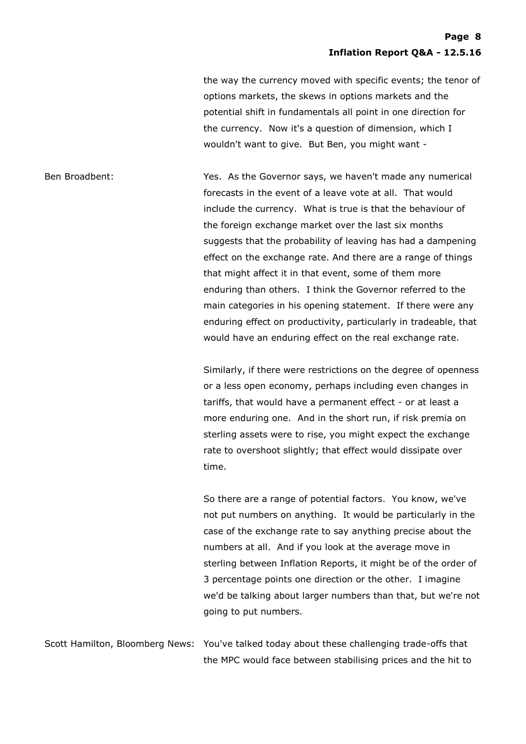the way the currency moved with specific events; the tenor of options markets, the skews in options markets and the potential shift in fundamentals all point in one direction for the currency. Now it's a question of dimension, which I wouldn't want to give. But Ben, you might want -

Ben Broadbent: Yes. As the Governor says, we haven't made any numerical forecasts in the event of a leave vote at all. That would include the currency. What is true is that the behaviour of the foreign exchange market over the last six months suggests that the probability of leaving has had a dampening effect on the exchange rate. And there are a range of things that might affect it in that event, some of them more enduring than others. I think the Governor referred to the main categories in his opening statement. If there were any enduring effect on productivity, particularly in tradeable, that would have an enduring effect on the real exchange rate.

Similarly, if there were restrictions on the degree of openness or a less open economy, perhaps including even changes in tariffs, that would have a permanent effect - or at least a more enduring one. And in the short run, if risk premia on sterling assets were to rise, you might expect the exchange rate to overshoot slightly; that effect would dissipate over time.

So there are a range of potential factors. You know, we've not put numbers on anything. It would be particularly in the case of the exchange rate to say anything precise about the numbers at all. And if you look at the average move in sterling between Inflation Reports, it might be of the order of 3 percentage points one direction or the other. I imagine we'd be talking about larger numbers than that, but we're not going to put numbers.

Scott Hamilton, Bloomberg News: You've talked today about these challenging trade-offs that the MPC would face between stabilising prices and the hit to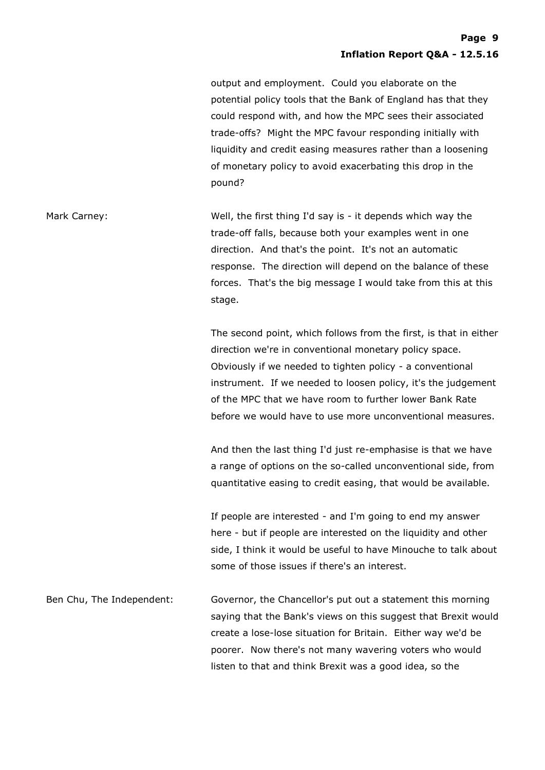output and employment. Could you elaborate on the potential policy tools that the Bank of England has that they could respond with, and how the MPC sees their associated trade-offs? Might the MPC favour responding initially with liquidity and credit easing measures rather than a loosening of monetary policy to avoid exacerbating this drop in the pound?

**Mark Carney:** Well, the first thing I'd say is - it depends which way the trade-off falls, because both your examples went in one direction. And that's the point. It's not an automatic response. The direction will depend on the balance of these forces. That's the big message I would take from this at this stage.

The second point, which follows from the first, is that in either direction we're in conventional monetary policy space. Obviously if we needed to tighten policy - a conventional instrument. If we needed to loosen policy, it's the judgement of the MPC that we have room to further lower Bank Rate before we would have to use more unconventional measures.

And then the last thing I'd just re-emphasise is that we have a range of options on the so-called unconventional side, from quantitative easing to credit easing, that would be available.

If people are interested - and I'm going to end my answer here - but if people are interested on the liquidity and other side, I think it would be useful to have Minouche to talk about some of those issues if there's an interest.

**Ben Chu, The Independent:** Governor, the Chancellor's put out a statement this morning saying that the Bank's views on this suggest that Brexit would create a lose-lose situation for Britain. Either way we'd be poorer. Now there's not many wavering voters who would listen to that and think Brexit was a good idea, so the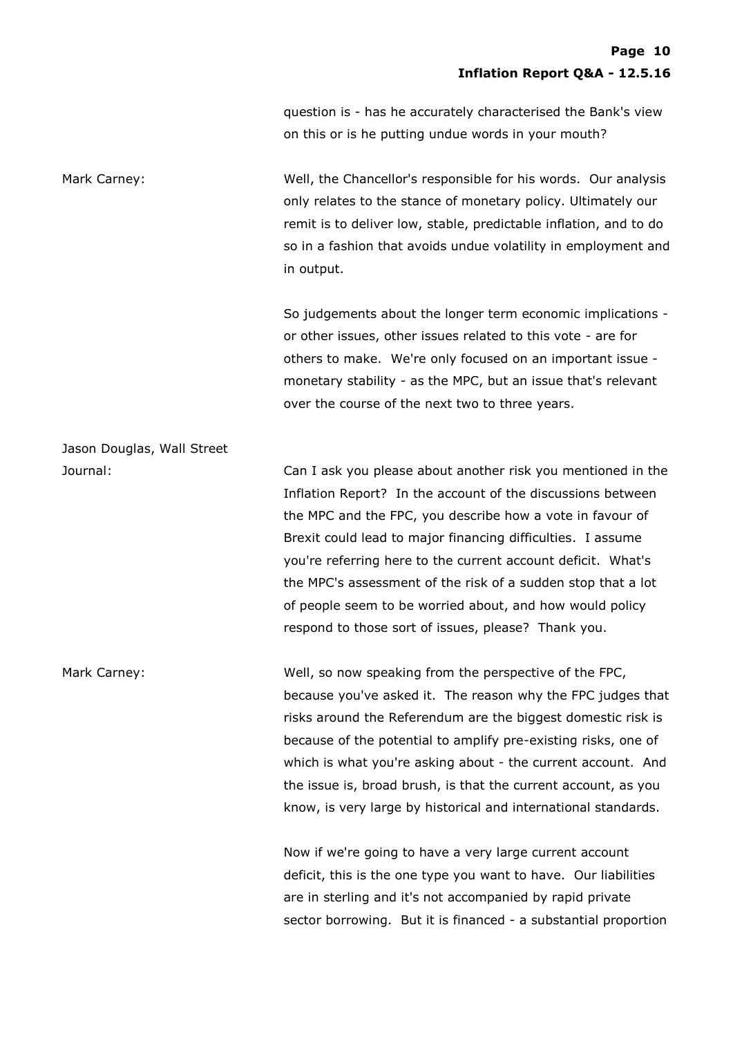question is - has he accurately characterised the Bank's view on this or is he putting undue words in your mouth?

Mark Carney: Well, the Chancellor's responsible for his words. Our analysis only relates to the stance of monetary policy. Ultimately our remit is to deliver low, stable, predictable inflation, and to do so in a fashion that avoids undue volatility in employment and in output.

So judgements about the longer term economic implications - or other issues, other issues related to this vote - are for others to make. We're only focused on an important issue - monetary stability - as the MPC, but an issue that's relevant over the course of the next two to three years.

Jason Douglas, Wall Street Journal: Can I ask you please about another risk you mentioned in the Inflation Report? In the account of the discussions between the MPC and the FPC, you describe how a vote in favour of Brexit could lead to major financing difficulties. I assume you're referring here to the current account deficit. What's the MPC's assessment of the risk of a sudden stop that a lot of people seem to be worried about, and how would policy respond to those sort of issues, please? Thank you.

Mark Carney: Well, so now speaking from the perspective of the FPC, because you've asked it. The reason why the FPC judges that risks around the Referendum are the biggest domestic risk is because of the potential to amplify pre-existing risks, one of which is what you're asking about - the current account. And the issue is, broad brush, is that the current account, as you know, is very large by historical and international standards.

Now if we're going to have a very large current account deficit, this is the one type you want to have. Our liabilities are in sterling and it's not accompanied by rapid private sector borrowing. But it is financed - a substantial proportion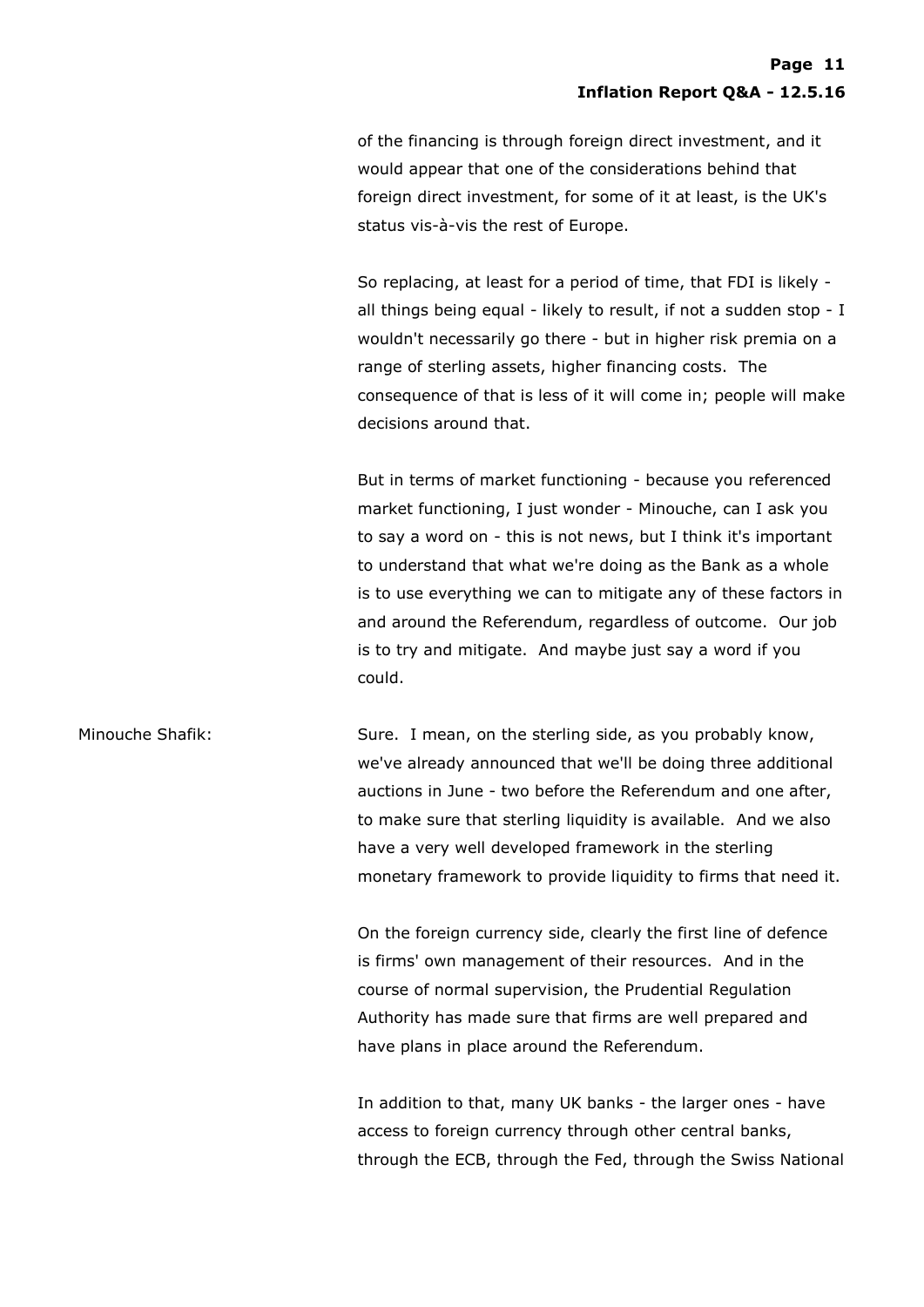of the financing is through foreign direct investment, and it would appear that one of the considerations behind that foreign direct investment, for some of it at least, is the UK's status vis-à-vis the rest of Europe.

So replacing, at least for a period of time, that FDI is likely - all things being equal - likely to result, if not a sudden stop - I wouldn't necessarily go there - but in higher risk premia on a range of sterling assets, higher financing costs. The consequence of that is less of it will come in; people will make decisions around that.

But in terms of market functioning - because you referenced market functioning, I just wonder - Minouche, can I ask you to say a word on - this is not news, but I think it's important to understand that what we're doing as the Bank as a whole is to use everything we can to mitigate any of these factors in and around the Referendum, regardless of outcome. Our job is to try and mitigate. And maybe just say a word if you could.

Minouche Shafik: Sure. I mean, on the sterling side, as you probably know, we've already announced that we'll be doing three additional auctions in June - two before the Referendum and one after, to make sure that sterling liquidity is available. And we also have a very well developed framework in the sterling monetary framework to provide liquidity to firms that need it.

On the foreign currency side, clearly the first line of defence is firms' own management of their resources. And in the course of normal supervision, the Prudential Regulation Authority has made sure that firms are well prepared and have plans in place around the Referendum.

In addition to that, many UK banks - the larger ones - have access to foreign currency through other central banks, through the ECB, through the Fed, through the Swiss National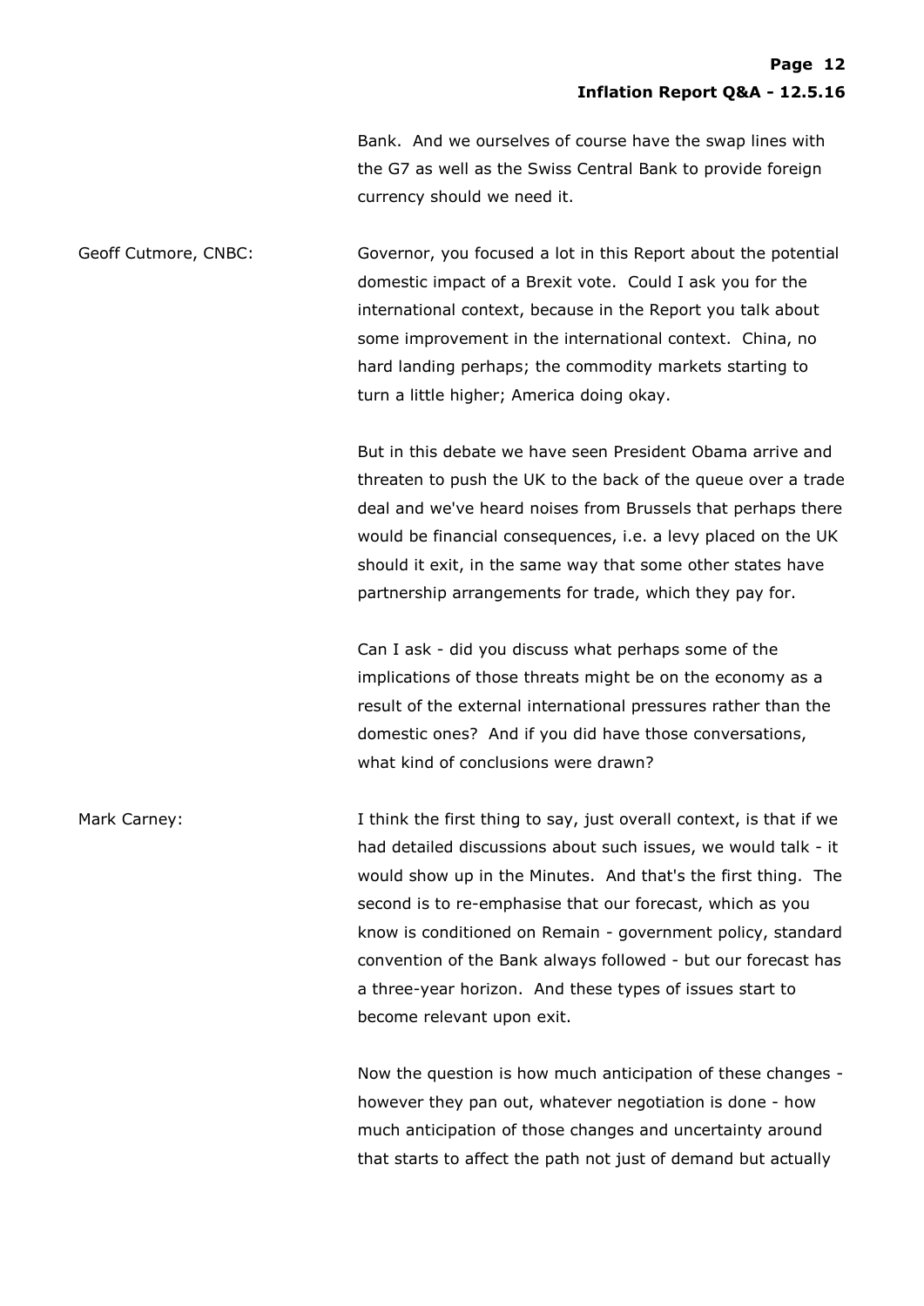Bank. And we ourselves of course have the swap lines with the G7 as well as the Swiss Central Bank to provide foreign currency should we need it.

Geoff Cutmore, CNBC: Governor, you focused a lot in this Report about the potential domestic impact of a Brexit vote. Could I ask you for the international context, because in the Report you talk about some improvement in the international context. China, no hard landing perhaps; the commodity markets starting to turn a little higher; America doing okay.

But in this debate we have seen President Obama arrive and threaten to push the UK to the back of the queue over a trade deal and we've heard noises from Brussels that perhaps there would be financial consequences, i.e. a levy placed on the UK should it exit, in the same way that some other states have partnership arrangements for trade, which they pay for.

Can I ask - did you discuss what perhaps some of the implications of those threats might be on the economy as a result of the external international pressures rather than the domestic ones? And if you did have those conversations, what kind of conclusions were drawn?

Mark Carney: I think the first thing to say, just overall context, is that if we had detailed discussions about such issues, we would talk - it would show up in the Minutes. And that's the first thing. The second is to re-emphasise that our forecast, which as you know is conditioned on Remain - government policy, standard convention of the Bank always followed - but our forecast has a three-year horizon. And these types of issues start to become relevant upon exit.

Now the question is how much anticipation of these changes - however they pan out, whatever negotiation is done - how much anticipation of those changes and uncertainty around that starts to affect the path not just of demand but actually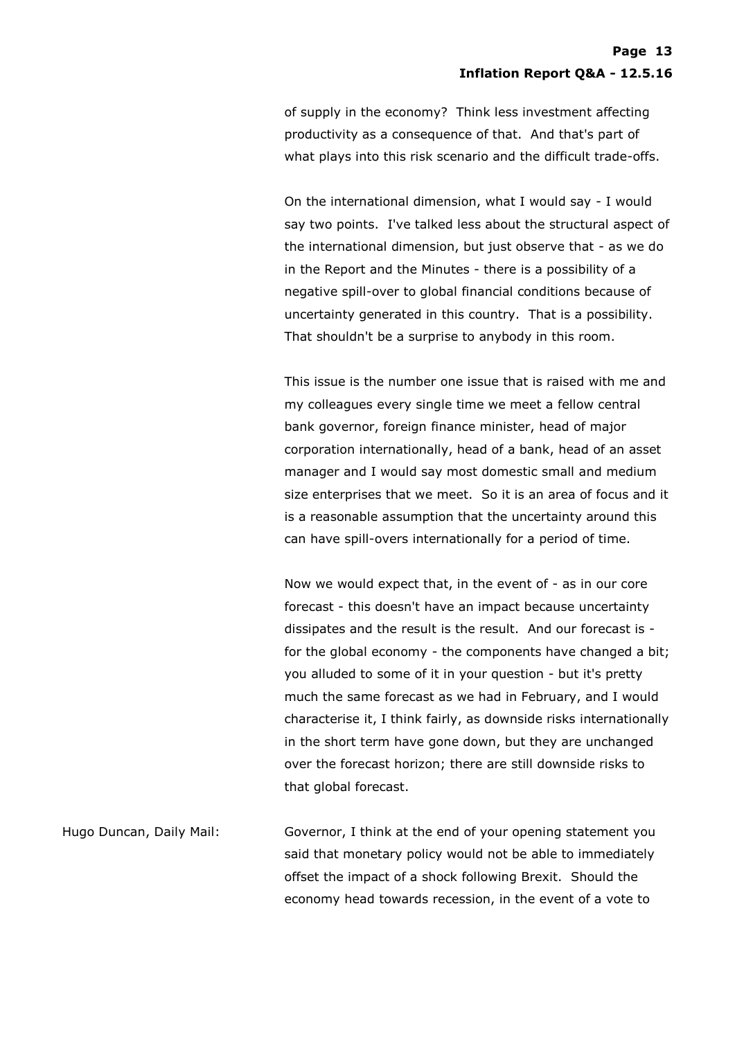of supply in the economy? Think less investment affecting productivity as a consequence of that. And that's part of what plays into this risk scenario and the difficult trade-offs.

On the international dimension, what I would say - I would say two points. I've talked less about the structural aspect of the international dimension, but just observe that - as we do in the Report and the Minutes - there is a possibility of a negative spill-over to global financial conditions because of uncertainty generated in this country. That is a possibility. That shouldn't be a surprise to anybody in this room.

This issue is the number one issue that is raised with me and my colleagues every single time we meet a fellow central bank governor, foreign finance minister, head of major corporation internationally, head of a bank, head of an asset manager and I would say most domestic small and medium size enterprises that we meet. So it is an area of focus and it is a reasonable assumption that the uncertainty around this can have spill-overs internationally for a period of time.

Now we would expect that, in the event of - as in our core forecast - this doesn't have an impact because uncertainty dissipates and the result is the result. And our forecast is - for the global economy - the components have changed a bit; you alluded to some of it in your question - but it's pretty much the same forecast as we had in February, and I would characterise it, I think fairly, as downside risks internationally in the short term have gone down, but they are unchanged over the forecast horizon; there are still downside risks to that global forecast.

Hugo Duncan, Daily Mail: Governor, I think at the end of your opening statement you said that monetary policy would not be able to immediately offset the impact of a shock following Brexit. Should the economy head towards recession, in the event of a vote to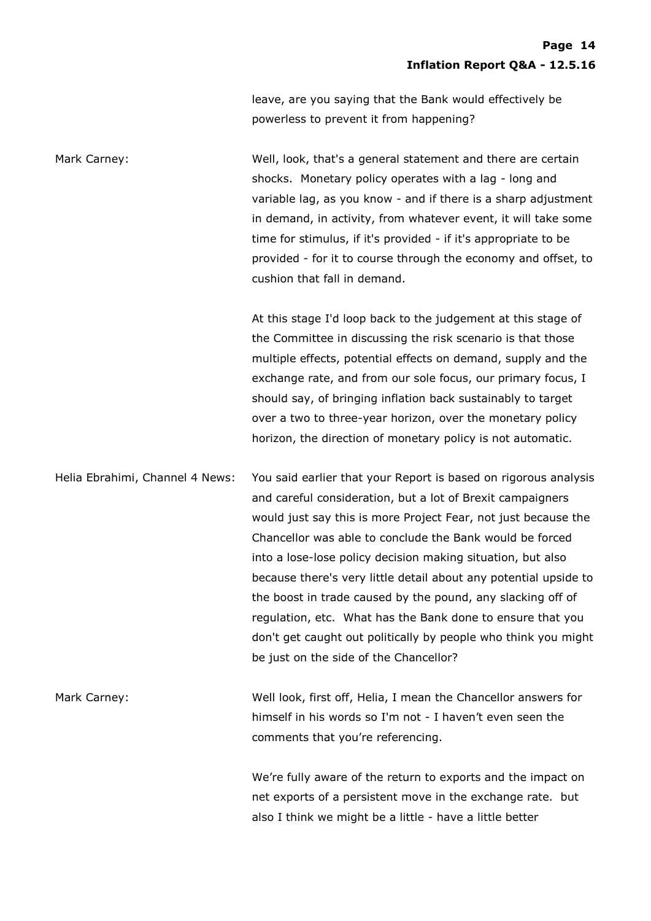leave, are you saying that the Bank would effectively be powerless to prevent it from happening?

Mark Carney: Well, look, that's a general statement and there are certain shocks. Monetary policy operates with a lag - long and variable lag, as you know - and if there is a sharp adjustment in demand, in activity, from whatever event, it will take some time for stimulus, if it's provided - if it's appropriate to be provided - for it to course through the economy and offset, to cushion that fall in demand.

At this stage I'd loop back to the judgement at this stage of the Committee in discussing the risk scenario is that those multiple effects, potential effects on demand, supply and the exchange rate, and from our sole focus, our primary focus, I should say, of bringing inflation back sustainably to target over a two to three-year horizon, over the monetary policy horizon, the direction of monetary policy is not automatic.

Helia Ebrahimi, Channel 4 News: You said earlier that your Report is based on rigorous analysis and careful consideration, but a lot of Brexit campaigners would just say this is more Project Fear, not just because the Chancellor was able to conclude the Bank would be forced into a lose-lose policy decision making situation, but also because there's very little detail about any potential upside to the boost in trade caused by the pound, any slacking off of regulation, etc. What has the Bank done to ensure that you don't get caught out politically by people who think you might be just on the side of the Chancellor?

Mark Carney: Well look, first off, Helia, I mean the Chancellor answers for himself in his words so I'm not - I haven't even seen the comments that you're referencing.

We're fully aware of the return to exports and the impact on net exports of a persistent move in the exchange rate. but also I think we might be a little - have a little better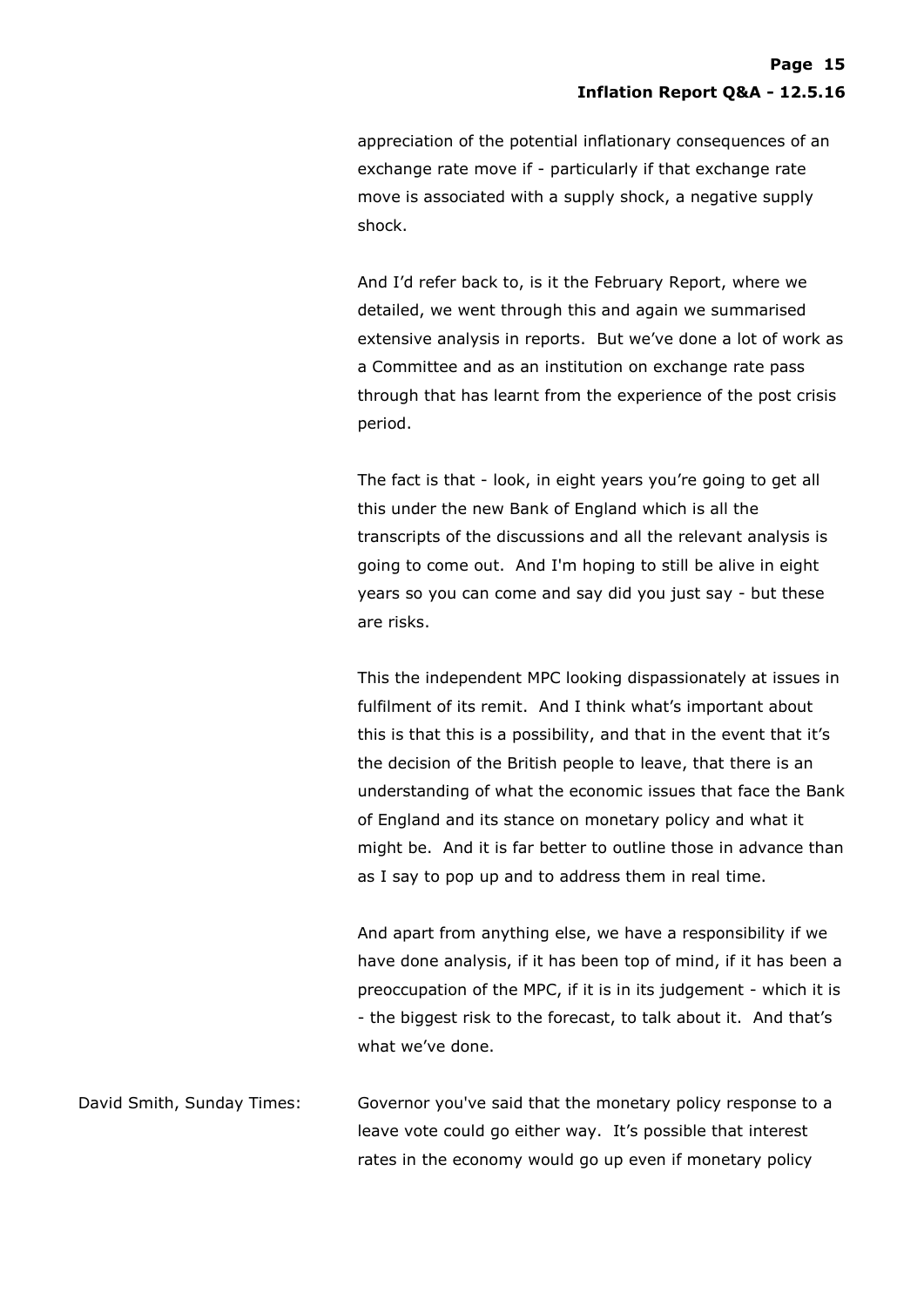appreciation of the potential inflationary consequences of an exchange rate move if - particularly if that exchange rate move is associated with a supply shock, a negative supply shock.

And I'd refer back to, is it the February Report, where we detailed, we went through this and again we summarised extensive analysis in reports. But we've done a lot of work as a Committee and as an institution on exchange rate pass through that has learnt from the experience of the post crisis period.

The fact is that - look, in eight years you're going to get all this under the new Bank of England which is all the transcripts of the discussions and all the relevant analysis is going to come out. And I'm hoping to still be alive in eight years so you can come and say did you just say - but these are risks.

This the independent MPC looking dispassionately at issues in fulfilment of its remit. And I think what's important about this is that this is a possibility, and that in the event that it's the decision of the British people to leave, that there is an understanding of what the economic issues that face the Bank of England and its stance on monetary policy and what it might be. And it is far better to outline those in advance than as I say to pop up and to address them in real time.

And apart from anything else, we have a responsibility if we have done analysis, if it has been top of mind, if it has been a preoccupation of the MPC, if it is in its judgement - which it is - the biggest risk to the forecast, to talk about it. And that's what we've done.

David Smith, Sunday Times: Governor you've said that the monetary policy response to a leave vote could go either way. It's possible that interest rates in the economy would go up even if monetary policy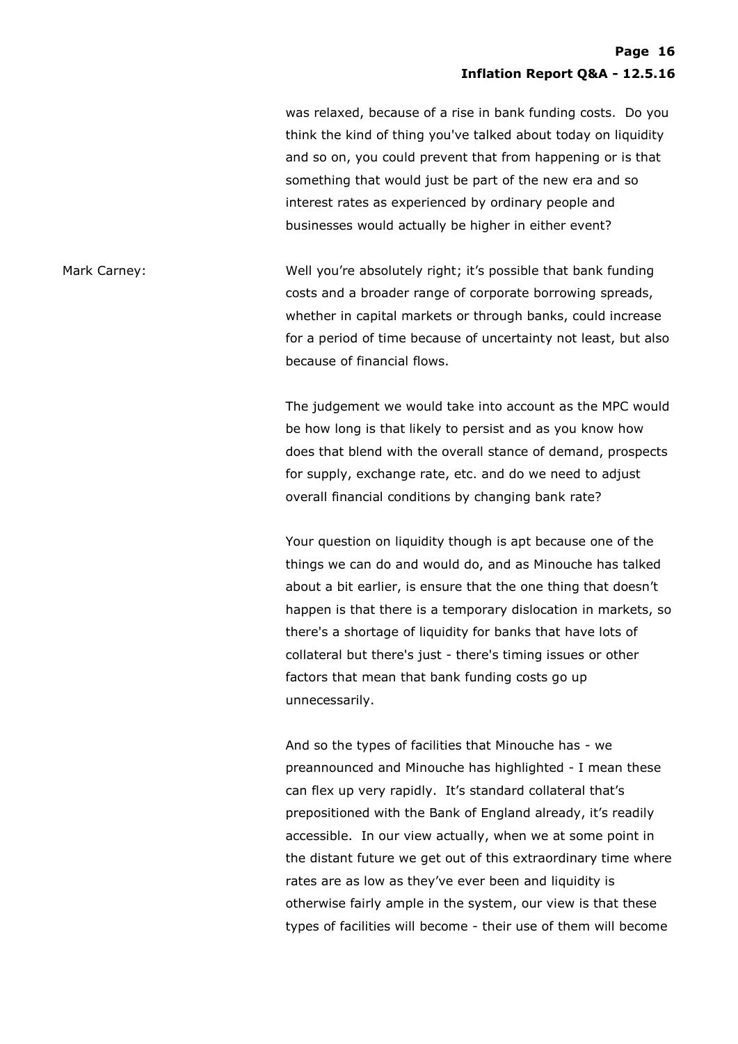was relaxed, because of a rise in bank funding costs. Do you think the kind of thing you've talked about today on liquidity and so on, you could prevent that from happening or is that something that would just be part of the new era and so interest rates as experienced by ordinary people and businesses would actually be higher in either event?

Mark Carney: Well you're absolutely right; it's possible that bank funding costs and a broader range of corporate borrowing spreads, whether in capital markets or through banks, could increase for a period of time because of uncertainty not least, but also because of financial flows.

The judgement we would take into account as the MPC would be how long is that likely to persist and as you know how does that blend with the overall stance of demand, prospects for supply, exchange rate, etc. and do we need to adjust overall financial conditions by changing bank rate?

Your question on liquidity though is apt because one of the things we can do and would do, and as Minouche has talked about a bit earlier, is ensure that the one thing that doesn't happen is that there is a temporary dislocation in markets, so there's a shortage of liquidity for banks that have lots of collateral but there's just - there's timing issues or other factors that mean that bank funding costs go up unnecessarily.

And so the types of facilities that Minouche has - we preannounced and Minouche has highlighted - I mean these can flex up very rapidly. It's standard collateral that's prepositioned with the Bank of England already, it's readily accessible. In our view actually, when we at some point in the distant future we get out of this extraordinary time where rates are as low as they've ever been and liquidity is otherwise fairly ample in the system, our view is that these types of facilities will become - their use of them will become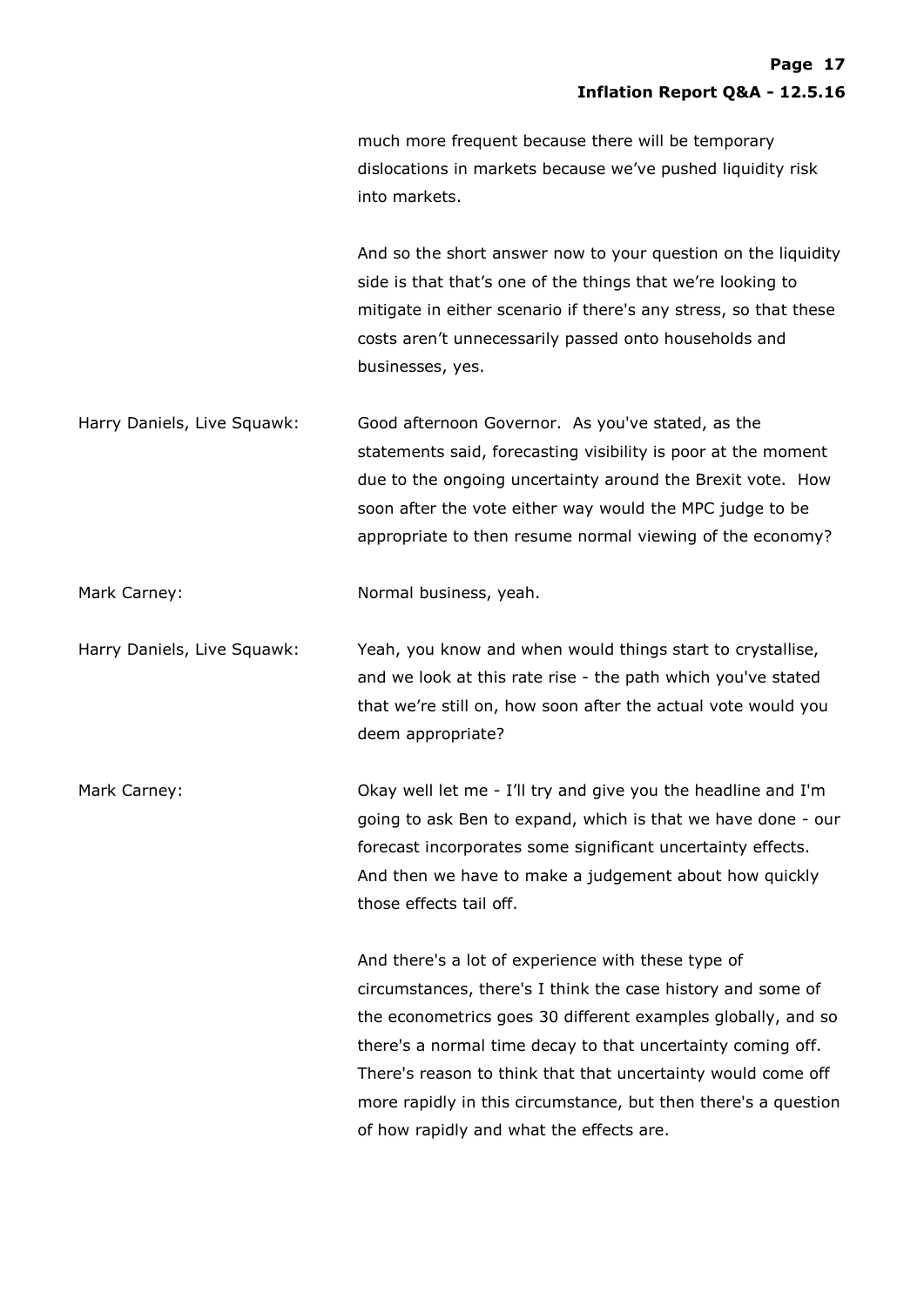much more frequent because there will be temporary dislocations in markets because we've pushed liquidity risk into markets.

And so the short answer now to your question on the liquidity side is that that's one of the things that we're looking to mitigate in either scenario if there's any stress, so that these costs aren't unnecessarily passed onto households and businesses, yes.

**Harry Daniels, Live Squawk:** Good afternoon Governor. As you've stated, as the statements said, forecasting visibility is poor at the moment due to the ongoing uncertainty around the Brexit vote. How soon after the vote either way would the MPC judge to be appropriate to then resume normal viewing of the economy?

**Mark Carney:** Normal business, yeah.

**Harry Daniels, Live Squawk:** Yeah, you know and when would things start to crystallise, and we look at this rate rise - the path which you've stated that we're still on, how soon after the actual vote would you deem appropriate?

**Mark Carney:** Okay well let me - I'll try and give you the headline and I'm going to ask Ben to expand, which is that we have done - our forecast incorporates some significant uncertainty effects. And then we have to make a judgement about how quickly those effects tail off.

And there's a lot of experience with these type of circumstances, there's I think the case history and some of the econometrics goes 30 different examples globally, and so there's a normal time decay to that uncertainty coming off. There's reason to think that that uncertainty would come off more rapidly in this circumstance, but then there's a question of how rapidly and what the effects are.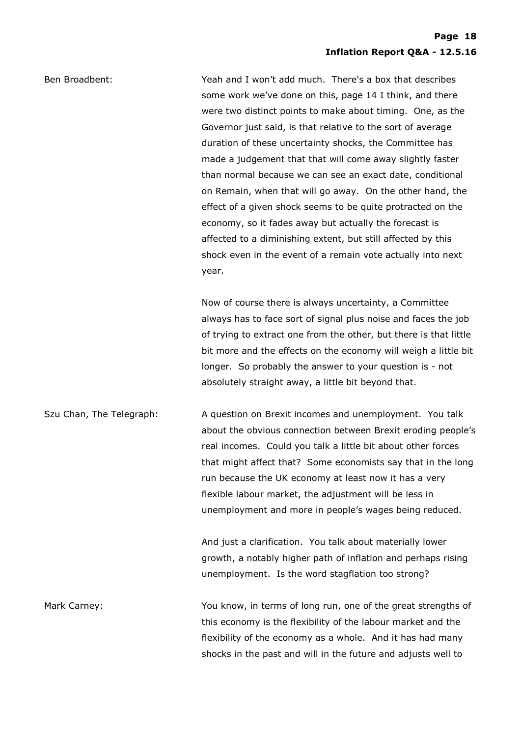**Ben Broadbent:** Yeah and I won't add much. There's a box that describes some work we've done on this, page 14 I think, and there were two distinct points to make about timing. One, as the Governor just said, is that relative to the sort of average duration of these uncertainty shocks, the Committee has made a judgement that that will come away slightly faster than normal because we can see an exact date, conditional on Remain, when that will go away. On the other hand, the effect of a given shock seems to be quite protracted on the economy, so it fades away but actually the forecast is affected to a diminishing extent, but still affected by this shock even in the event of a remain vote actually into next year.

Now of course there is always uncertainty, a Committee always has to face sort of signal plus noise and faces the job of trying to extract one from the other, but there is that little bit more and the effects on the economy will weigh a little bit longer. So probably the answer to your question is - not absolutely straight away, a little bit beyond that.

**Szu Chan, The Telegraph:** A question on Brexit incomes and unemployment. You talk about the obvious connection between Brexit eroding people's real incomes. Could you talk a little bit about other forces that might affect that? Some economists say that in the long run because the UK economy at least now it has a very flexible labour market, the adjustment will be less in unemployment and more in people's wages being reduced.

And just a clarification. You talk about materially lower growth, a notably higher path of inflation and perhaps rising unemployment. Is the word stagflation too strong?

**Mark Carney:** You know, in terms of long run, one of the great strengths of this economy is the flexibility of the labour market and the flexibility of the economy as a whole. And it has had many shocks in the past and will in the future and adjusts well to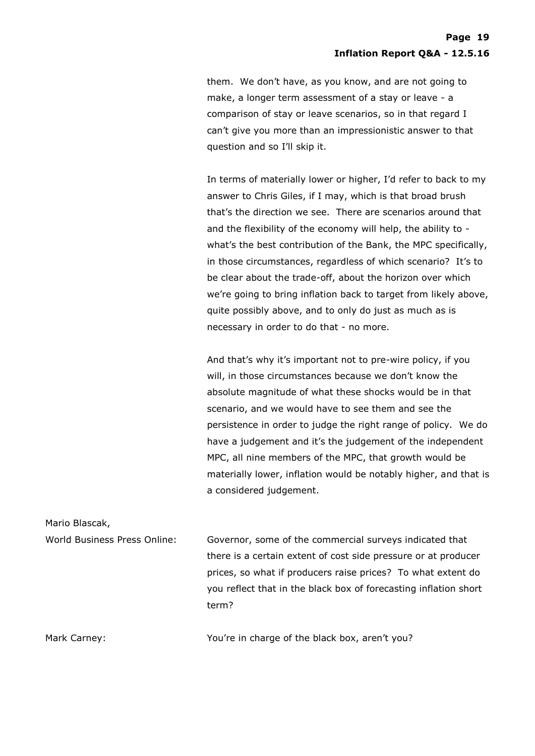them. We don't have, as you know, and are not going to make, a longer term assessment of a stay or leave - a comparison of stay or leave scenarios, so in that regard I can't give you more than an impressionistic answer to that question and so I'll skip it.

In terms of materially lower or higher, I'd refer to back to my answer to Chris Giles, if I may, which is that broad brush that's the direction we see. There are scenarios around that and the flexibility of the economy will help, the ability to - what's the best contribution of the Bank, the MPC specifically, in those circumstances, regardless of which scenario? It's to be clear about the trade-off, about the horizon over which we're going to bring inflation back to target from likely above, quite possibly above, and to only do just as much as is necessary in order to do that - no more.

And that's why it's important not to pre-wire policy, if you will, in those circumstances because we don't know the absolute magnitude of what these shocks would be in that scenario, and we would have to see them and see the persistence in order to judge the right range of policy. We do have a judgement and it's the judgement of the independent MPC, all nine members of the MPC, that growth would be materially lower, inflation would be notably higher, and that is a considered judgement.

Mario Blascak,
World Business Press Online: Governor, some of the commercial surveys indicated that there is a certain extent of cost side pressure or at producer prices, so what if producers raise prices? To what extent do you reflect that in the black box of forecasting inflation short term?

Mark Carney: You're in charge of the black box, aren't you?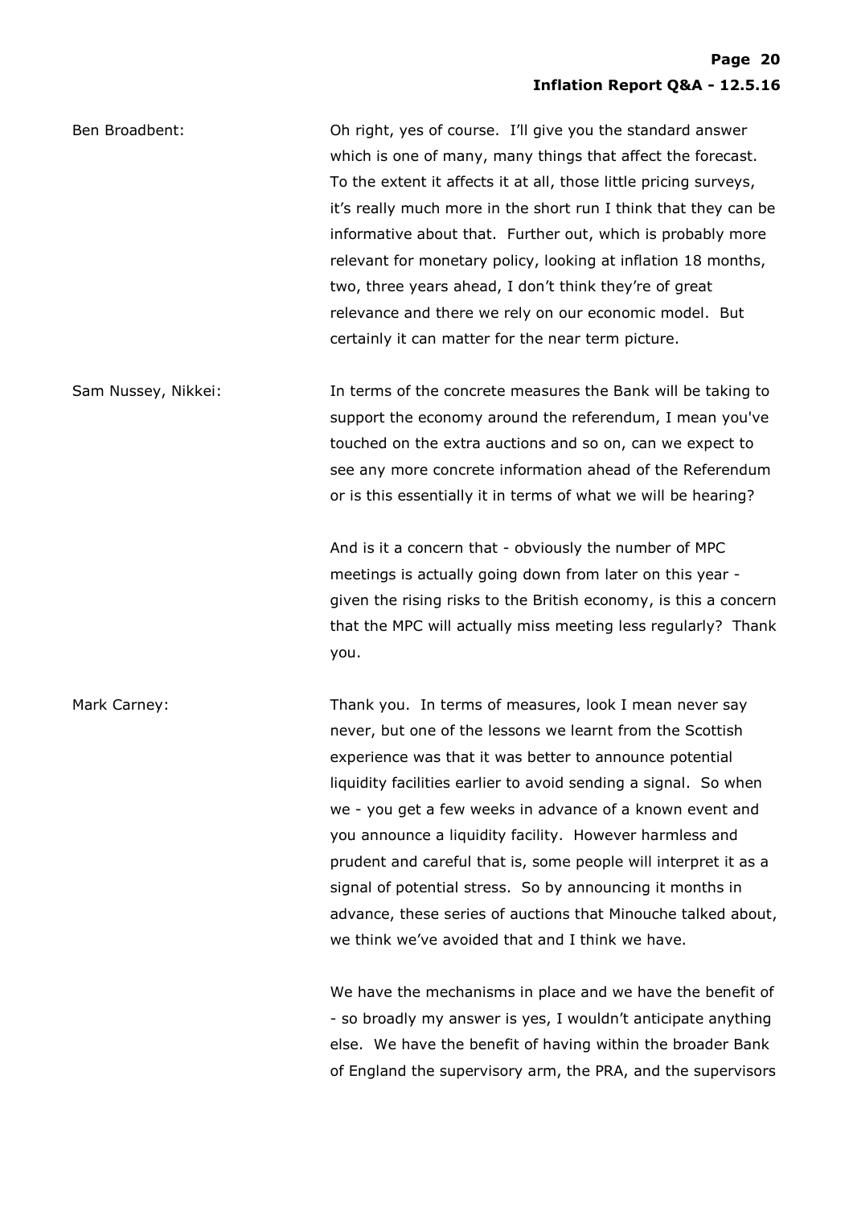Ben Broadbent: Oh right, yes of course. I'll give you the standard answer which is one of many, many things that affect the forecast. To the extent it affects it at all, those little pricing surveys, it's really much more in the short run I think that they can be informative about that. Further out, which is probably more relevant for monetary policy, looking at inflation 18 months, two, three years ahead, I don't think they're of great relevance and there we rely on our economic model. But certainly it can matter for the near term picture.

Sam Nussey, Nikkei: In terms of the concrete measures the Bank will be taking to support the economy around the referendum, I mean you've touched on the extra auctions and so on, can we expect to see any more concrete information ahead of the Referendum or is this essentially it in terms of what we will be hearing?

And is it a concern that - obviously the number of MPC meetings is actually going down from later on this year - given the rising risks to the British economy, is this a concern that the MPC will actually miss meeting less regularly? Thank you.

Mark Carney: Thank you. In terms of measures, look I mean never say never, but one of the lessons we learnt from the Scottish experience was that it was better to announce potential liquidity facilities earlier to avoid sending a signal. So when we - you get a few weeks in advance of a known event and you announce a liquidity facility. However harmless and prudent and careful that is, some people will interpret it as a signal of potential stress. So by announcing it months in advance, these series of auctions that Minouche talked about, we think we've avoided that and I think we have.

We have the mechanisms in place and we have the benefit of - so broadly my answer is yes, I wouldn't anticipate anything else. We have the benefit of having within the broader Bank of England the supervisory arm, the PRA, and the supervisors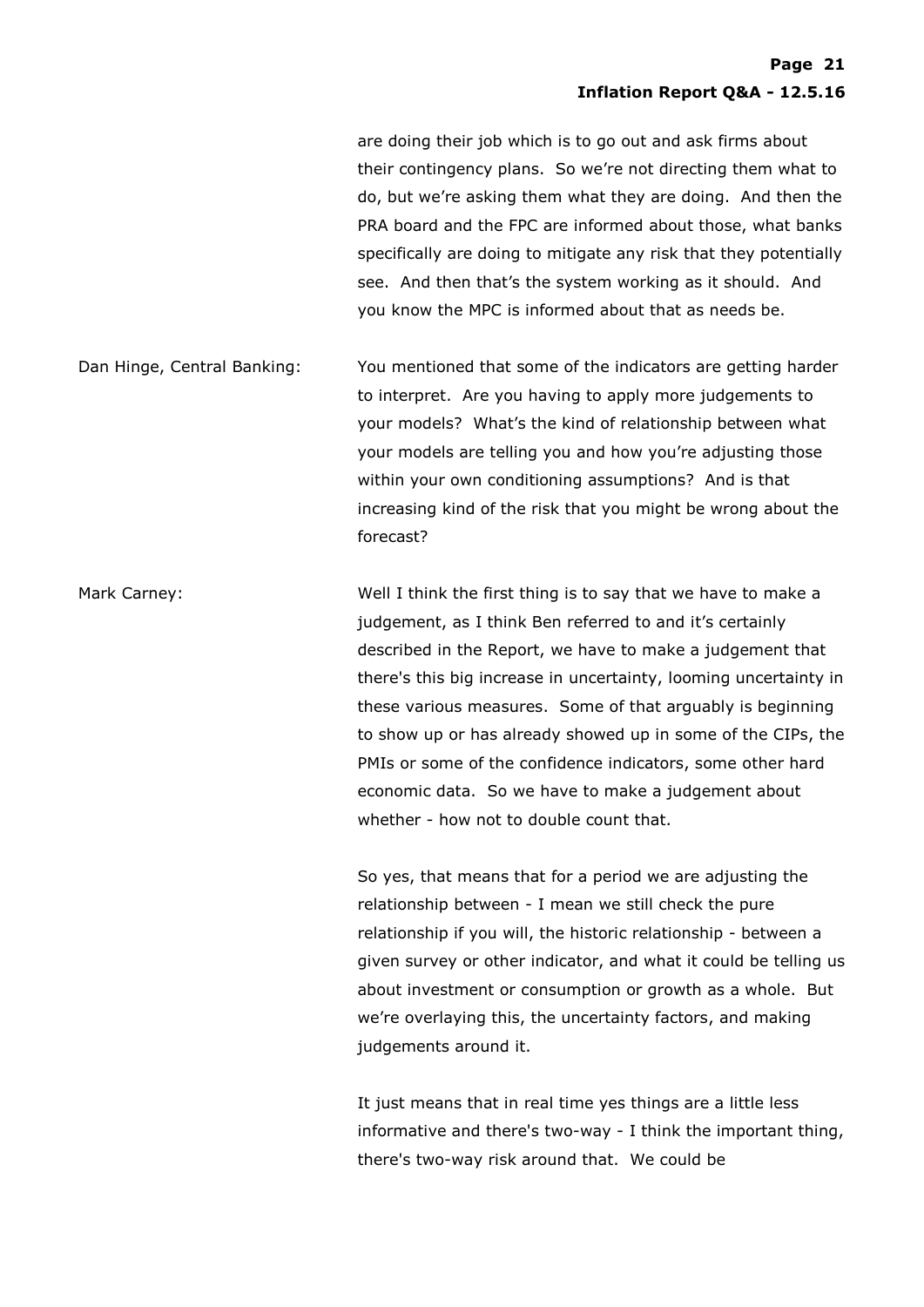are doing their job which is to go out and ask firms about their contingency plans. So we're not directing them what to do, but we're asking them what they are doing. And then the PRA board and the FPC are informed about those, what banks specifically are doing to mitigate any risk that they potentially see. And then that's the system working as it should. And you know the MPC is informed about that as needs be.

Dan Hinge, Central Banking: You mentioned that some of the indicators are getting harder to interpret. Are you having to apply more judgements to your models? What's the kind of relationship between what your models are telling you and how you're adjusting those within your own conditioning assumptions? And is that increasing kind of the risk that you might be wrong about the forecast?

Mark Carney: Well I think the first thing is to say that we have to make a judgement, as I think Ben referred to and it's certainly described in the Report, we have to make a judgement that there's this big increase in uncertainty, looming uncertainty in these various measures. Some of that arguably is beginning to show up or has already showed up in some of the CIPs, the PMIs or some of the confidence indicators, some other hard economic data. So we have to make a judgement about whether - how not to double count that.

So yes, that means that for a period we are adjusting the relationship between - I mean we still check the pure relationship if you will, the historic relationship - between a given survey or other indicator, and what it could be telling us about investment or consumption or growth as a whole. But we're overlaying this, the uncertainty factors, and making judgements around it.

It just means that in real time yes things are a little less informative and there's two-way - I think the important thing, there's two-way risk around that. We could be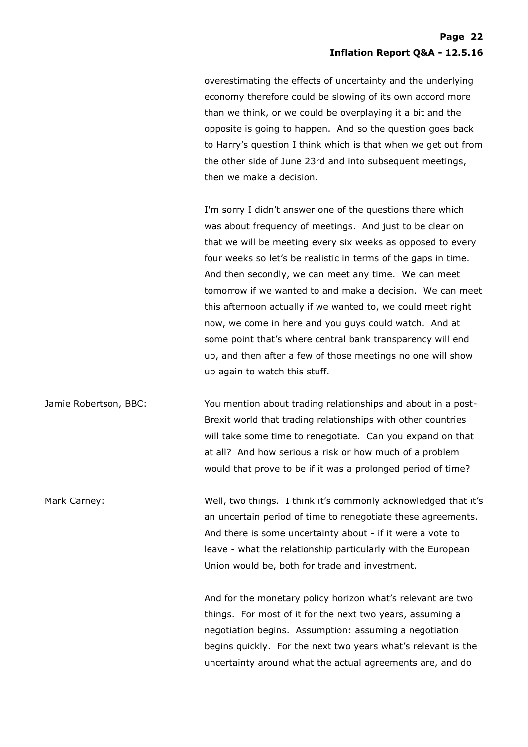overestimating the effects of uncertainty and the underlying economy therefore could be slowing of its own accord more than we think, or we could be overplaying it a bit and the opposite is going to happen. And so the question goes back to Harry's question I think which is that when we get out from the other side of June 23rd and into subsequent meetings, then we make a decision.

I'm sorry I didn't answer one of the questions there which was about frequency of meetings. And just to be clear on that we will be meeting every six weeks as opposed to every four weeks so let's be realistic in terms of the gaps in time. And then secondly, we can meet any time. We can meet tomorrow if we wanted to and make a decision. We can meet this afternoon actually if we wanted to, we could meet right now, we come in here and you guys could watch. And at some point that's where central bank transparency will end up, and then after a few of those meetings no one will show up again to watch this stuff.

**Jamie Robertson, BBC:** You mention about trading relationships and about in a post-Brexit world that trading relationships with other countries will take some time to renegotiate. Can you expand on that at all? And how serious a risk or how much of a problem would that prove to be if it was a prolonged period of time?

**Mark Carney:** Well, two things. I think it's commonly acknowledged that it's an uncertain period of time to renegotiate these agreements. And there is some uncertainty about - if it were a vote to leave - what the relationship particularly with the European Union would be, both for trade and investment.

And for the monetary policy horizon what's relevant are two things. For most of it for the next two years, assuming a negotiation begins. Assumption: assuming a negotiation begins quickly. For the next two years what's relevant is the uncertainty around what the actual agreements are, and do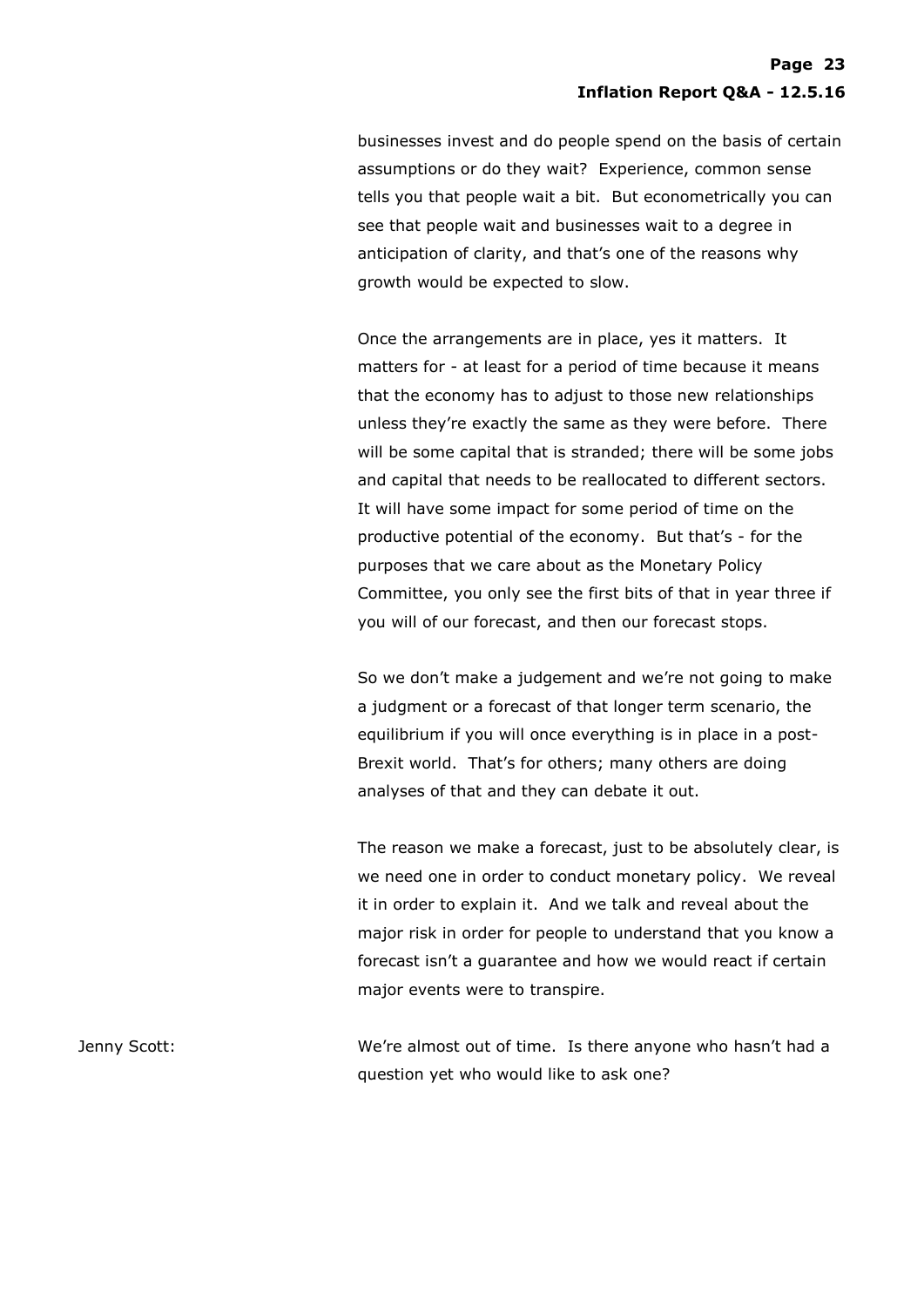businesses invest and do people spend on the basis of certain assumptions or do they wait? Experience, common sense tells you that people wait a bit. But econometrically you can see that people wait and businesses wait to a degree in anticipation of clarity, and that's one of the reasons why growth would be expected to slow.

Once the arrangements are in place, yes it matters. It matters for - at least for a period of time because it means that the economy has to adjust to those new relationships unless they're exactly the same as they were before. There will be some capital that is stranded; there will be some jobs and capital that needs to be reallocated to different sectors. It will have some impact for some period of time on the productive potential of the economy. But that's - for the purposes that we care about as the Monetary Policy Committee, you only see the first bits of that in year three if you will of our forecast, and then our forecast stops.

So we don't make a judgement and we're not going to make a judgment or a forecast of that longer term scenario, the equilibrium if you will once everything is in place in a post-Brexit world. That's for others; many others are doing analyses of that and they can debate it out.

The reason we make a forecast, just to be absolutely clear, is we need one in order to conduct monetary policy. We reveal it in order to explain it. And we talk and reveal about the major risk in order for people to understand that you know a forecast isn't a guarantee and how we would react if certain major events were to transpire.

Jenny Scott: We're almost out of time. Is there anyone who hasn't had a question yet who would like to ask one?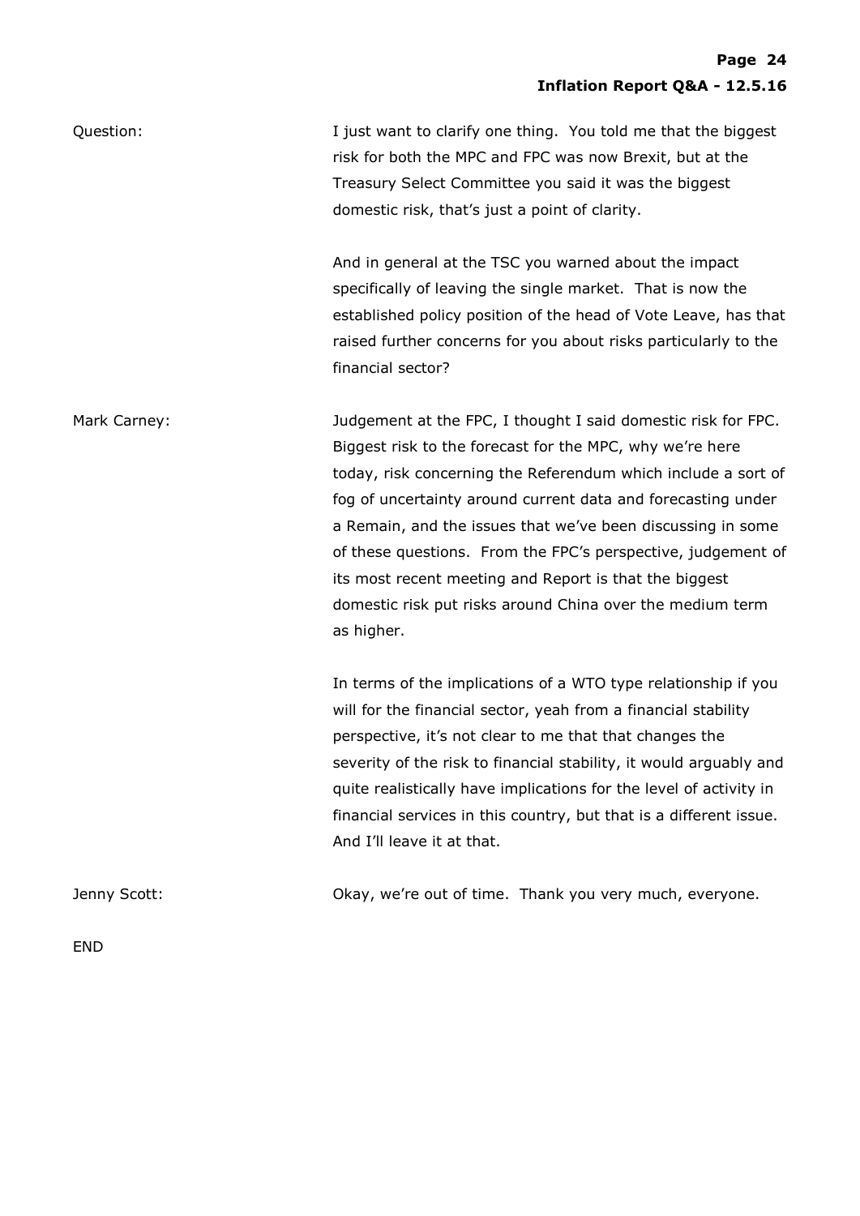Question: I just want to clarify one thing. You told me that the biggest risk for both the MPC and FPC was now Brexit, but at the Treasury Select Committee you said it was the biggest domestic risk, that's just a point of clarity.

And in general at the TSC you warned about the impact specifically of leaving the single market. That is now the established policy position of the head of Vote Leave, has that raised further concerns for you about risks particularly to the financial sector?

Mark Carney: Judgement at the FPC, I thought I said domestic risk for FPC. Biggest risk to the forecast for the MPC, why we're here today, risk concerning the Referendum which include a sort of fog of uncertainty around current data and forecasting under a Remain, and the issues that we've been discussing in some of these questions. From the FPC's perspective, judgement of its most recent meeting and Report is that the biggest domestic risk put risks around China over the medium term as higher.

In terms of the implications of a WTO type relationship if you will for the financial sector, yeah from a financial stability perspective, it's not clear to me that that changes the severity of the risk to financial stability, it would arguably and quite realistically have implications for the level of activity in financial services in this country, but that is a different issue. And I'll leave it at that.

Jenny Scott: Okay, we're out of time. Thank you very much, everyone.

END